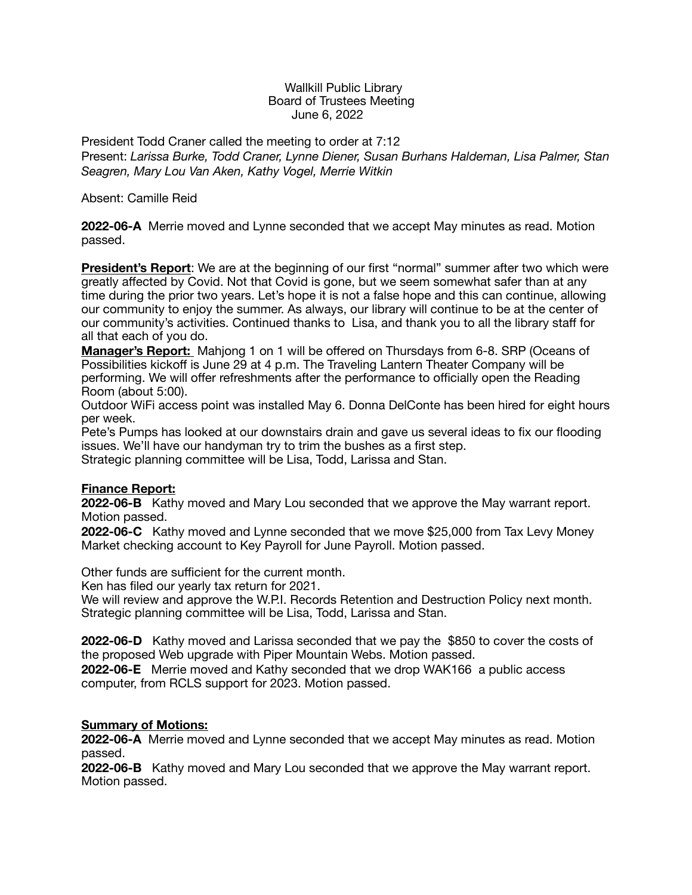Wallkill Public Library
Board of Trustees Meeting
June 6, 2022

President Todd Craner called the meeting to order at 7:12
Present: *Larissa Burke, Todd Craner, Lynne Diener, Susan Burhans Haldeman, Lisa Palmer, Stan Seagren, Mary Lou Van Aken, Kathy Vogel, Merrie Witkin*

Absent: Camille Reid

**2022-06-A** Merrie moved and Lynne seconded that we accept May minutes as read. Motion passed.

**President's Report**: We are at the beginning of our first "normal" summer after two which were greatly affected by Covid. Not that Covid is gone, but we seem somewhat safer than at any time during the prior two years. Let's hope it is not a false hope and this can continue, allowing our community to enjoy the summer. As always, our library will continue to be at the center of our community's activities. Continued thanks to Lisa, and thank you to all the library staff for all that each of you do.

**Manager's Report:** Mahjong 1 on 1 will be offered on Thursdays from 6-8. SRP (Oceans of Possibilities kickoff is June 29 at 4 p.m. The Traveling Lantern Theater Company will be performing. We will offer refreshments after the performance to officially open the Reading Room (about 5:00).

Outdoor WiFi access point was installed May 6. Donna DelConte has been hired for eight hours per week.

Pete's Pumps has looked at our downstairs drain and gave us several ideas to fix our flooding issues. We'll have our handyman try to trim the bushes as a first step.

Strategic planning committee will be Lisa, Todd, Larissa and Stan.

**Finance Report:**

**2022-06-B** Kathy moved and Mary Lou seconded that we approve the May warrant report. Motion passed.

**2022-06-C** Kathy moved and Lynne seconded that we move $25,000 from Tax Levy Money Market checking account to Key Payroll for June Payroll. Motion passed.

Other funds are sufficient for the current month.

Ken has filed our yearly tax return for 2021.

We will review and approve the W.P.I. Records Retention and Destruction Policy next month.

Strategic planning committee will be Lisa, Todd, Larissa and Stan.

**2022-06-D** Kathy moved and Larissa seconded that we pay the $850 to cover the costs of the proposed Web upgrade with Piper Mountain Webs. Motion passed.

**2022-06-E** Merrie moved and Kathy seconded that we drop WAK166 a public access computer, from RCLS support for 2023. Motion passed.

**Summary of Motions:**

**2022-06-A** Merrie moved and Lynne seconded that we accept May minutes as read. Motion passed.

**2022-06-B** Kathy moved and Mary Lou seconded that we approve the May warrant report. Motion passed.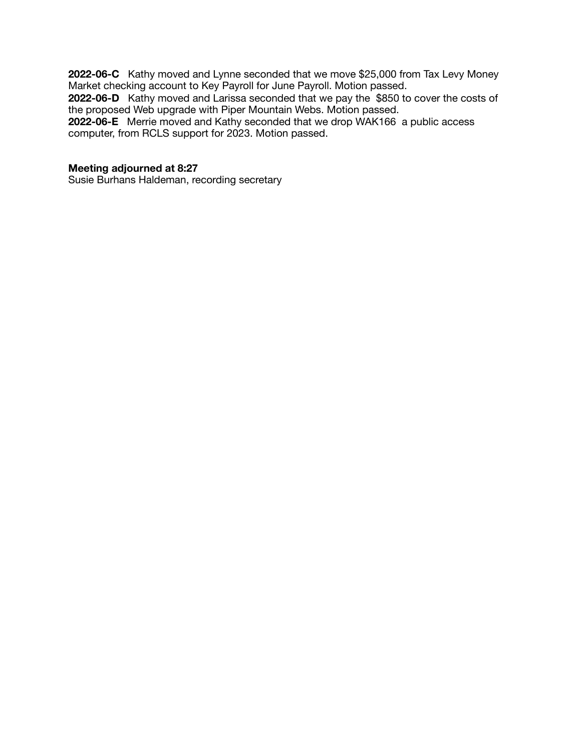**2022-06-C** Kathy moved and Lynne seconded that we move $25,000 from Tax Levy Money Market checking account to Key Payroll for June Payroll. Motion passed.
**2022-06-D** Kathy moved and Larissa seconded that we pay the $850 to cover the costs of the proposed Web upgrade with Piper Mountain Webs. Motion passed.
**2022-06-E** Merrie moved and Kathy seconded that we drop WAK166 a public access computer, from RCLS support for 2023. Motion passed.

**Meeting adjourned at 8:27**
Susie Burhans Haldeman, recording secretary